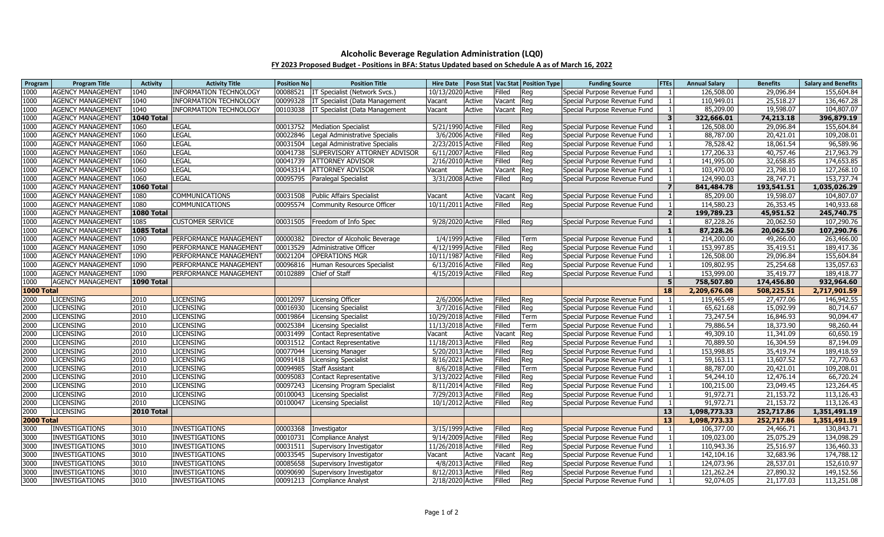# Alcoholic Beverage Regulation Administration (LQ0)

## FY 2023 Proposed Budget - Positions in BFA: Status Updated based on Schedule A as of March 16, 2022

| Program | Program Title | Activity | Activity Title | Position No | Position Title | Hire Date | Posn Stat | Vac Stat | Position Type | Funding Source | FTEs | Annual Salary | Benefits | Salary and Benefits |
|---|---|---|---|---|---|---|---|---|---|---|---|---|---|---|
| 1000 | AGENCY MANAGEMENT | 1040 | INFORMATION TECHNOLOGY | 00088521 | IT Specialist (Network Svcs.) | 10/13/2020 | Active | Filled | Reg | Special Purpose Revenue Fund | 1 | 126,508.00 | 29,096.84 | 155,604.84 |
| 1000 | AGENCY MANAGEMENT | 1040 | INFORMATION TECHNOLOGY | 00099328 | IT Specialist (Data Management | Vacant | Active | Vacant | Reg | Special Purpose Revenue Fund | 1 | 110,949.01 | 25,518.27 | 136,467.28 |
| 1000 | AGENCY MANAGEMENT | 1040 | INFORMATION TECHNOLOGY | 00103038 | IT Specialist (Data Management | Vacant | Active | Vacant | Reg | Special Purpose Revenue Fund | 1 | 85,209.00 | 19,598.07 | 104,807.07 |
| 1000 | AGENCY MANAGEMENT | **1040 Total** | | | | | | | | | **3** | **322,666.01** | **74,213.18** | **396,879.19** |
| 1000 | AGENCY MANAGEMENT | 1060 | LEGAL | 00013752 | Mediation Specialist | 5/21/1990 | Active | Filled | Reg | Special Purpose Revenue Fund | 1 | 126,508.00 | 29,096.84 | 155,604.84 |
| 1000 | AGENCY MANAGEMENT | 1060 | LEGAL | 00022846 | Legal Administrative Specialis | 3/6/2006 | Active | Filled | Reg | Special Purpose Revenue Fund | 1 | 88,787.00 | 20,421.01 | 109,208.01 |
| 1000 | AGENCY MANAGEMENT | 1060 | LEGAL | 00031504 | Legal Administrative Specialis | 2/23/2015 | Active | Filled | Reg | Special Purpose Revenue Fund | 1 | 78,528.42 | 18,061.54 | 96,589.96 |
| 1000 | AGENCY MANAGEMENT | 1060 | LEGAL | 00041738 | SUPERVISORY ATTORNEY ADVISOR | 6/11/2007 | Active | Filled | Reg | Special Purpose Revenue Fund | 1 | 177,206.33 | 40,757.46 | 217,963.79 |
| 1000 | AGENCY MANAGEMENT | 1060 | LEGAL | 00041739 | ATTORNEY ADVISOR | 2/16/2010 | Active | Filled | Reg | Special Purpose Revenue Fund | 1 | 141,995.00 | 32,658.85 | 174,653.85 |
| 1000 | AGENCY MANAGEMENT | 1060 | LEGAL | 00043314 | ATTORNEY ADVISOR | Vacant | Active | Vacant | Reg | Special Purpose Revenue Fund | 1 | 103,470.00 | 23,798.10 | 127,268.10 |
| 1000 | AGENCY MANAGEMENT | 1060 | LEGAL | 00095795 | Paralegal Specialist | 3/31/2008 | Active | Filled | Reg | Special Purpose Revenue Fund | 1 | 124,990.03 | 28,747.71 | 153,737.74 |
| 1000 | AGENCY MANAGEMENT | **1060 Total** | | | | | | | | | **7** | **841,484.78** | **193,541.51** | **1,035,026.29** |
| 1000 | AGENCY MANAGEMENT | 1080 | COMMUNICATIONS | 00031508 | Public Affairs Specialist | Vacant | Active | Vacant | Reg | Special Purpose Revenue Fund | 1 | 85,209.00 | 19,598.07 | 104,807.07 |
| 1000 | AGENCY MANAGEMENT | 1080 | COMMUNICATIONS | 00095574 | Community Resource Officer | 10/11/2011 | Active | Filled | Reg | Special Purpose Revenue Fund | 1 | 114,580.23 | 26,353.45 | 140,933.68 |
| 1000 | AGENCY MANAGEMENT | **1080 Total** | | | | | | | | | **2** | **199,789.23** | **45,951.52** | **245,740.75** |
| 1000 | AGENCY MANAGEMENT | 1085 | CUSTOMER SERVICE | 00031505 | Freedom of Info Spec | 9/28/2020 | Active | Filled | Reg | Special Purpose Revenue Fund | 1 | 87,228.26 | 20,062.50 | 107,290.76 |
| 1000 | AGENCY MANAGEMENT | **1085 Total** | | | | | | | | | **1** | **87,228.26** | **20,062.50** | **107,290.76** |
| 1000 | AGENCY MANAGEMENT | 1090 | PERFORMANCE MANAGEMENT | 00000382 | Director of Alcoholic Beverage | 1/4/1999 | Active | Filled | Term | Special Purpose Revenue Fund | 1 | 214,200.00 | 49,266.00 | 263,466.00 |
| 1000 | AGENCY MANAGEMENT | 1090 | PERFORMANCE MANAGEMENT | 00013529 | Administrative Officer | 4/12/1999 | Active | Filled | Reg | Special Purpose Revenue Fund | 1 | 153,998.85 | 35,419.51 | 189,417.36 |
| 1000 | AGENCY MANAGEMENT | 1090 | PERFORMANCE MANAGEMENT | 00021204 | OPERATIONS MGR | 10/11/1987 | Active | Filled | Reg | Special Purpose Revenue Fund | 1 | 126,508.00 | 29,096.84 | 155,604.84 |
| 1000 | AGENCY MANAGEMENT | 1090 | PERFORMANCE MANAGEMENT | 00096816 | Human Resources Specialist | 6/13/2016 | Active | Filled | Reg | Special Purpose Revenue Fund | 1 | 109,802.95 | 25,254.68 | 135,057.63 |
| 1000 | AGENCY MANAGEMENT | 1090 | PERFORMANCE MANAGEMENT | 00102889 | Chief of Staff | 4/15/2019 | Active | Filled | Reg | Special Purpose Revenue Fund | 1 | 153,999.00 | 35,419.77 | 189,418.77 |
| 1000 | AGENCY MANAGEMENT | **1090 Total** | | | | | | | | | **5** | **758,507.80** | **174,456.80** | **932,964.60** |
| **1000 Total** | | | | | | | | | | | **18** | **2,209,676.08** | **508,225.51** | **2,717,901.59** |
| 2000 | LICENSING | 2010 | LICENSING | 00012097 | Licensing Officer | 2/6/2006 | Active | Filled | Reg | Special Purpose Revenue Fund | 1 | 119,465.49 | 27,477.06 | 146,942.55 |
| 2000 | LICENSING | 2010 | LICENSING | 00016930 | Licensing Specialist | 3/7/2016 | Active | Filled | Reg | Special Purpose Revenue Fund | 1 | 65,621.68 | 15,092.99 | 80,714.67 |
| 2000 | LICENSING | 2010 | LICENSING | 00019864 | Licensing Specialist | 10/29/2018 | Active | Filled | Term | Special Purpose Revenue Fund | 1 | 73,247.54 | 16,846.93 | 90,094.47 |
| 2000 | LICENSING | 2010 | LICENSING | 00025384 | Licensing Specialist | 11/13/2018 | Active | Filled | Term | Special Purpose Revenue Fund | 1 | 79,886.54 | 18,373.90 | 98,260.44 |
| 2000 | LICENSING | 2010 | LICENSING | 00031499 | Contact Representative | Vacant | Active | Vacant | Reg | Special Purpose Revenue Fund | 1 | 49,309.10 | 11,341.09 | 60,650.19 |
| 2000 | LICENSING | 2010 | LICENSING | 00031512 | Contact Representative | 11/18/2013 | Active | Filled | Reg | Special Purpose Revenue Fund | 1 | 70,889.50 | 16,304.59 | 87,194.09 |
| 2000 | LICENSING | 2010 | LICENSING | 00077044 | Licensing Manager | 5/20/2013 | Active | Filled | Reg | Special Purpose Revenue Fund | 1 | 153,998.85 | 35,419.74 | 189,418.59 |
| 2000 | LICENSING | 2010 | LICENSING | 00091418 | Licensing Specialist | 8/16/2021 | Active | Filled | Reg | Special Purpose Revenue Fund | 1 | 59,163.11 | 13,607.52 | 72,770.63 |
| 2000 | LICENSING | 2010 | LICENSING | 00094985 | Staff Assistant | 8/6/2018 | Active | Filled | Term | Special Purpose Revenue Fund | 1 | 88,787.00 | 20,421.01 | 109,208.01 |
| 2000 | LICENSING | 2010 | LICENSING | 00095083 | Contact Representative | 3/13/2022 | Active | Filled | Reg | Special Purpose Revenue Fund | 1 | 54,244.10 | 12,476.14 | 66,720.24 |
| 2000 | LICENSING | 2010 | LICENSING | 00097243 | Licensing Program Specialist | 8/11/2014 | Active | Filled | Reg | Special Purpose Revenue Fund | 1 | 100,215.00 | 23,049.45 | 123,264.45 |
| 2000 | LICENSING | 2010 | LICENSING | 00100043 | Licensing Specialist | 7/29/2013 | Active | Filled | Reg | Special Purpose Revenue Fund | 1 | 91,972.71 | 21,153.72 | 113,126.43 |
| 2000 | LICENSING | 2010 | LICENSING | 00100047 | Licensing Specialist | 10/1/2012 | Active | Filled | Reg | Special Purpose Revenue Fund | 1 | 91,972.71 | 21,153.72 | 113,126.43 |
| 2000 | LICENSING | **2010 Total** | | | | | | | | | **13** | **1,098,773.33** | **252,717.86** | **1,351,491.19** |
| **2000 Total** | | | | | | | | | | | **13** | **1,098,773.33** | **252,717.86** | **1,351,491.19** |
| 3000 | INVESTIGATIONS | 3010 | INVESTIGATIONS | 00003368 | Investigator | 3/15/1999 | Active | Filled | Reg | Special Purpose Revenue Fund | 1 | 106,377.00 | 24,466.71 | 130,843.71 |
| 3000 | INVESTIGATIONS | 3010 | INVESTIGATIONS | 00010731 | Compliance Analyst | 9/14/2009 | Active | Filled | Reg | Special Purpose Revenue Fund | 1 | 109,023.00 | 25,075.29 | 134,098.29 |
| 3000 | INVESTIGATIONS | 3010 | INVESTIGATIONS | 00031511 | Supervisory Investigator | 11/26/2018 | Active | Filled | Reg | Special Purpose Revenue Fund | 1 | 110,943.36 | 25,516.97 | 136,460.33 |
| 3000 | INVESTIGATIONS | 3010 | INVESTIGATIONS | 00033545 | Supervisory Investigator | Vacant | Active | Vacant | Reg | Special Purpose Revenue Fund | 1 | 142,104.16 | 32,683.96 | 174,788.12 |
| 3000 | INVESTIGATIONS | 3010 | INVESTIGATIONS | 00085658 | Supervisory Investigator | 4/8/2013 | Active | Filled | Reg | Special Purpose Revenue Fund | 1 | 124,073.96 | 28,537.01 | 152,610.97 |
| 3000 | INVESTIGATIONS | 3010 | INVESTIGATIONS | 00090690 | Supervisory Investigator | 8/12/2013 | Active | Filled | Reg | Special Purpose Revenue Fund | 1 | 121,262.24 | 27,890.32 | 149,152.56 |
| 3000 | INVESTIGATIONS | 3010 | INVESTIGATIONS | 00091213 | Compliance Analyst | 2/18/2020 | Active | Filled | Reg | Special Purpose Revenue Fund | 1 | 92,074.05 | 21,177.03 | 113,251.08 |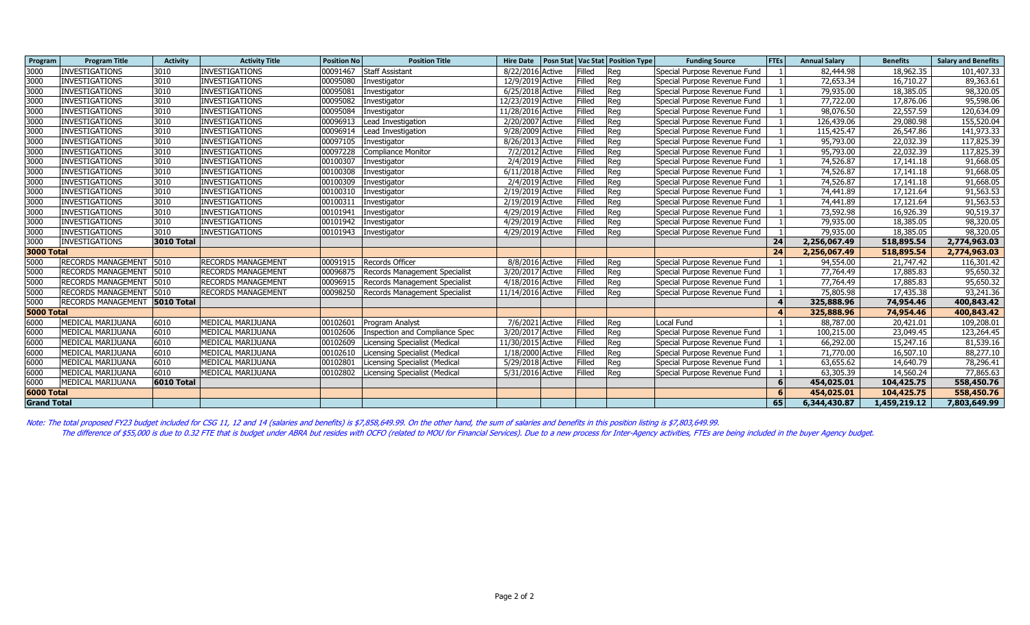| Program | Program Title | Activity | Activity Title | Position No | Position Title | Hire Date | Posn Stat | Vac Stat | Position Type | Funding Source | FTEs | Annual Salary | Benefits | Salary and Benefits |
|---|---|---|---|---|---|---|---|---|---|---|---|---|---|---|
| 3000 | INVESTIGATIONS | 3010 | INVESTIGATIONS | 00091467 | Staff Assistant | 8/22/2016 | Active | Filled | Reg | Special Purpose Revenue Fund | 1 | 82,444.98 | 18,962.35 | 101,407.33 |
| 3000 | INVESTIGATIONS | 3010 | INVESTIGATIONS | 00095080 | Investigator | 12/9/2019 | Active | Filled | Reg | Special Purpose Revenue Fund | 1 | 72,653.34 | 16,710.27 | 89,363.61 |
| 3000 | INVESTIGATIONS | 3010 | INVESTIGATIONS | 00095081 | Investigator | 6/25/2018 | Active | Filled | Reg | Special Purpose Revenue Fund | 1 | 79,935.00 | 18,385.05 | 98,320.05 |
| 3000 | INVESTIGATIONS | 3010 | INVESTIGATIONS | 00095082 | Investigator | 12/23/2019 | Active | Filled | Reg | Special Purpose Revenue Fund | 1 | 77,722.00 | 17,876.06 | 95,598.06 |
| 3000 | INVESTIGATIONS | 3010 | INVESTIGATIONS | 00095084 | Investigator | 11/28/2016 | Active | Filled | Reg | Special Purpose Revenue Fund | 1 | 98,076.50 | 22,557.59 | 120,634.09 |
| 3000 | INVESTIGATIONS | 3010 | INVESTIGATIONS | 00096913 | Lead Investigation | 2/20/2007 | Active | Filled | Reg | Special Purpose Revenue Fund | 1 | 126,439.06 | 29,080.98 | 155,520.04 |
| 3000 | INVESTIGATIONS | 3010 | INVESTIGATIONS | 00096914 | Lead Investigation | 9/28/2009 | Active | Filled | Reg | Special Purpose Revenue Fund | 1 | 115,425.47 | 26,547.86 | 141,973.33 |
| 3000 | INVESTIGATIONS | 3010 | INVESTIGATIONS | 00097105 | Investigator | 8/26/2013 | Active | Filled | Reg | Special Purpose Revenue Fund | 1 | 95,793.00 | 22,032.39 | 117,825.39 |
| 3000 | INVESTIGATIONS | 3010 | INVESTIGATIONS | 00097228 | Compliance Monitor | 7/2/2012 | Active | Filled | Reg | Special Purpose Revenue Fund | 1 | 95,793.00 | 22,032.39 | 117,825.39 |
| 3000 | INVESTIGATIONS | 3010 | INVESTIGATIONS | 00100307 | Investigator | 2/4/2019 | Active | Filled | Reg | Special Purpose Revenue Fund | 1 | 74,526.87 | 17,141.18 | 91,668.05 |
| 3000 | INVESTIGATIONS | 3010 | INVESTIGATIONS | 00100308 | Investigator | 6/11/2018 | Active | Filled | Reg | Special Purpose Revenue Fund | 1 | 74,526.87 | 17,141.18 | 91,668.05 |
| 3000 | INVESTIGATIONS | 3010 | INVESTIGATIONS | 00100309 | Investigator | 2/4/2019 | Active | Filled | Reg | Special Purpose Revenue Fund | 1 | 74,526.87 | 17,141.18 | 91,668.05 |
| 3000 | INVESTIGATIONS | 3010 | INVESTIGATIONS | 00100310 | Investigator | 2/19/2019 | Active | Filled | Reg | Special Purpose Revenue Fund | 1 | 74,441.89 | 17,121.64 | 91,563.53 |
| 3000 | INVESTIGATIONS | 3010 | INVESTIGATIONS | 00100311 | Investigator | 2/19/2019 | Active | Filled | Reg | Special Purpose Revenue Fund | 1 | 74,441.89 | 17,121.64 | 91,563.53 |
| 3000 | INVESTIGATIONS | 3010 | INVESTIGATIONS | 00101941 | Investigator | 4/29/2019 | Active | Filled | Reg | Special Purpose Revenue Fund | 1 | 73,592.98 | 16,926.39 | 90,519.37 |
| 3000 | INVESTIGATIONS | 3010 | INVESTIGATIONS | 00101942 | Investigator | 4/29/2019 | Active | Filled | Reg | Special Purpose Revenue Fund | 1 | 79,935.00 | 18,385.05 | 98,320.05 |
| 3000 | INVESTIGATIONS | 3010 | INVESTIGATIONS | 00101943 | Investigator | 4/29/2019 | Active | Filled | Reg | Special Purpose Revenue Fund | 1 | 79,935.00 | 18,385.05 | 98,320.05 |
| 3000 | INVESTIGATIONS | **3010 Total** | | | | | | | | | **24** | **2,256,067.49** | **518,895.54** | **2,774,963.03** |
| **3000 Total** | | | | | | | | | | | **24** | **2,256,067.49** | **518,895.54** | **2,774,963.03** |
| 5000 | RECORDS MANAGEMENT | 5010 | RECORDS MANAGEMENT | 00091915 | Records Officer | 8/8/2016 | Active | Filled | Reg | Special Purpose Revenue Fund | 1 | 94,554.00 | 21,747.42 | 116,301.42 |
| 5000 | RECORDS MANAGEMENT | 5010 | RECORDS MANAGEMENT | 00096875 | Records Management Specialist | 3/20/2017 | Active | Filled | Reg | Special Purpose Revenue Fund | 1 | 77,764.49 | 17,885.83 | 95,650.32 |
| 5000 | RECORDS MANAGEMENT | 5010 | RECORDS MANAGEMENT | 00096915 | Records Management Specialist | 4/18/2016 | Active | Filled | Reg | Special Purpose Revenue Fund | 1 | 77,764.49 | 17,885.83 | 95,650.32 |
| 5000 | RECORDS MANAGEMENT | 5010 | RECORDS MANAGEMENT | 00098250 | Records Management Specialist | 11/14/2016 | Active | Filled | Reg | Special Purpose Revenue Fund | 1 | 75,805.98 | 17,435.38 | 93,241.36 |
| 5000 | RECORDS MANAGEMENT | **5010 Total** | | | | | | | | | **4** | **325,888.96** | **74,954.46** | **400,843.42** |
| **5000 Total** | | | | | | | | | | | **4** | **325,888.96** | **74,954.46** | **400,843.42** |
| 6000 | MEDICAL MARIJUANA | 6010 | MEDICAL MARIJUANA | 00102601 | Program Analyst | 7/6/2021 | Active | Filled | Reg | Local Fund | 1 | 88,787.00 | 20,421.01 | 109,208.01 |
| 6000 | MEDICAL MARIJUANA | 6010 | MEDICAL MARIJUANA | 00102606 | Inspection and Compliance Spec | 3/20/2017 | Active | Filled | Reg | Special Purpose Revenue Fund | 1 | 100,215.00 | 23,049.45 | 123,264.45 |
| 6000 | MEDICAL MARIJUANA | 6010 | MEDICAL MARIJUANA | 00102609 | Licensing Specialist (Medical | 11/30/2015 | Active | Filled | Reg | Special Purpose Revenue Fund | 1 | 66,292.00 | 15,247.16 | 81,539.16 |
| 6000 | MEDICAL MARIJUANA | 6010 | MEDICAL MARIJUANA | 00102610 | Licensing Specialist (Medical | 1/18/2000 | Active | Filled | Reg | Special Purpose Revenue Fund | 1 | 71,770.00 | 16,507.10 | 88,277.10 |
| 6000 | MEDICAL MARIJUANA | 6010 | MEDICAL MARIJUANA | 00102801 | Licensing Specialist (Medical | 5/29/2018 | Active | Filled | Reg | Special Purpose Revenue Fund | 1 | 63,655.62 | 14,640.79 | 78,296.41 |
| 6000 | MEDICAL MARIJUANA | 6010 | MEDICAL MARIJUANA | 00102802 | Licensing Specialist (Medical | 5/31/2016 | Active | Filled | Reg | Special Purpose Revenue Fund | 1 | 63,305.39 | 14,560.24 | 77,865.63 |
| 6000 | MEDICAL MARIJUANA | **6010 Total** | | | | | | | | | **6** | **454,025.01** | **104,425.75** | **558,450.76** |
| **6000 Total** | | | | | | | | | | | **6** | **454,025.01** | **104,425.75** | **558,450.76** |
| **Grand Total** | | | | | | | | | | | **65** | **6,344,430.87** | **1,459,219.12** | **7,803,649.99** |

*Note: The total proposed FY23 budget included for CSG 11, 12 and 14 (salaries and benefits) is $7,858,649.99. On the other hand, the sum of salaries and benefits in this position listing is $7,803,649.99.*
*The difference of $55,000 is due to 0.32 FTE that is budget under ABRA but resides with OCFO (related to MOU for Financial Services). Due to a new process for Inter-Agency activities, FTEs are being included in the buyer Agency budget.*